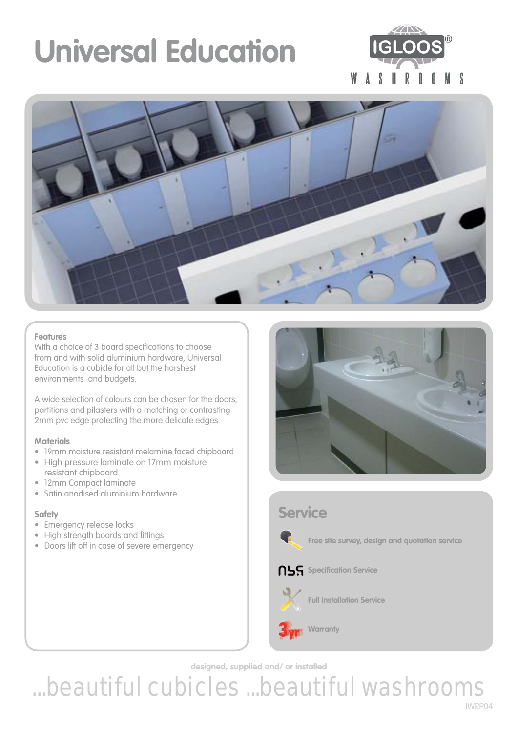# Universal Education

IGLOOS® WASHROOMS

### Features

With a choice of 3 board specifications to choose from and with solid aluminium hardware, Universal Education is a cubicle for all but the harshest environments and budgets.

A wide selection of colours can be chosen for the doors, partitions and pilasters with a matching or contrasting 2mm pvc edge protecting the more delicate edges.

### Materials

- 19mm moisture resistant melamine faced chipboard
- High pressure laminate on 17mm moisture resistant chipboard
- 12mm Compact laminate
- Satin anodised aluminium hardware

### Safety

- Emergency release locks
- High strength boards and fittings
- Doors lift off in case of severe emergency

## Service

- Free site survey, design and quotation service
- Specification Service
- Full Installation Service
- Warranty

designed, supplied and/ or installed

...beautiful cubicles ...beautiful washrooms

IWRP04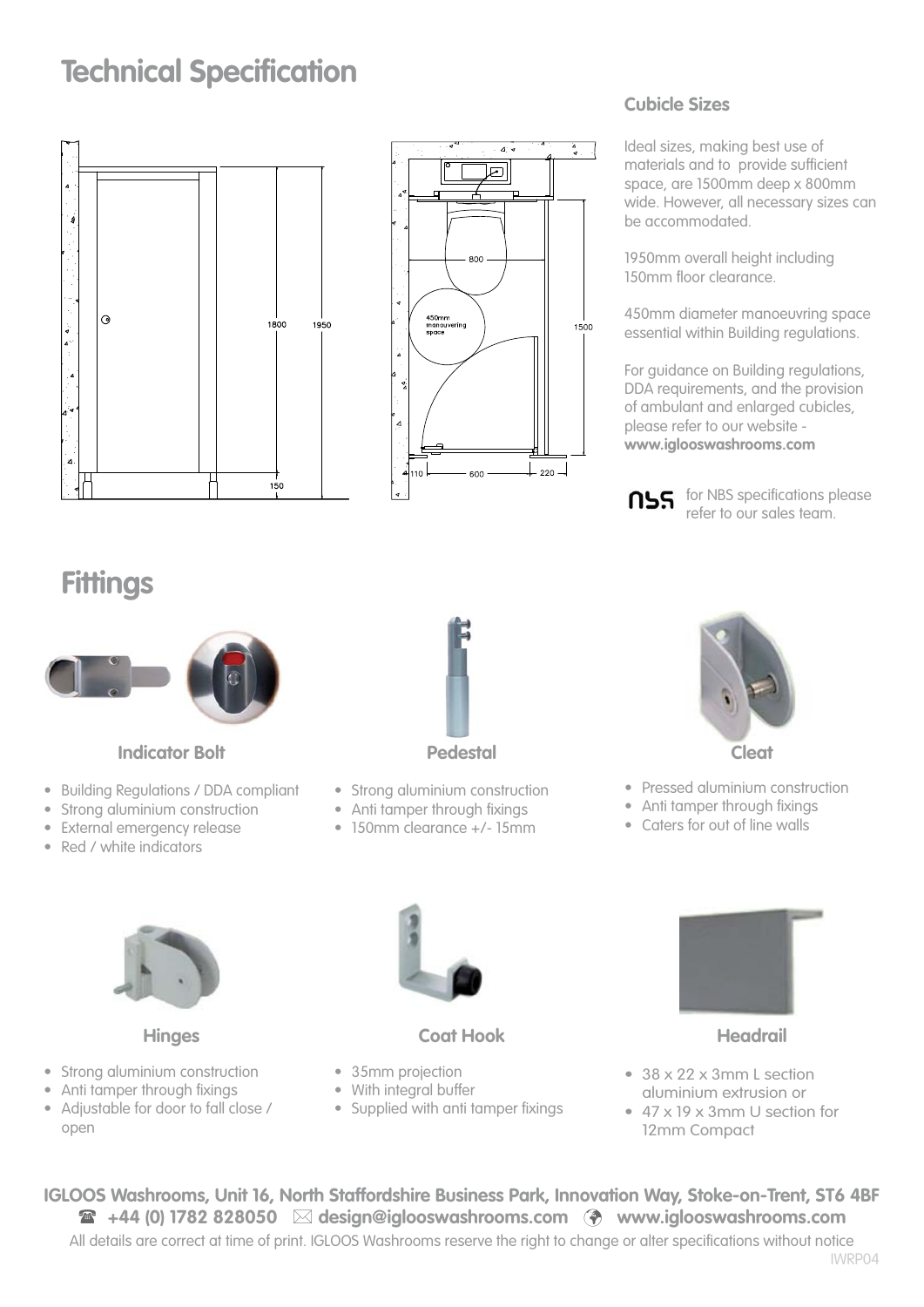# Technical Specification

1800

1950

150

800

450mm manoeuvring space

1500

110

600

220

### Cubicle Sizes

Ideal sizes, making best use of materials and to provide sufficient space, are 1500mm deep x 800mm wide. However, all necessary sizes can be accommodated.

1950mm overall height including 150mm floor clearance.

450mm diameter manoeuvring space essential within Building regulations.

For guidance on Building regulations, DDA requirements, and the provision of ambulant and enlarged cubicles, please refer to our website - **www.iglooswashrooms.com**

nbs for NBS specifications please refer to our sales team.

# Fittings

### Indicator Bolt

- Building Regulations / DDA compliant
- Strong aluminium construction
- External emergency release
- Red / white indicators

### Pedestal

- Strong aluminium construction
- Anti tamper through fixings
- 150mm clearance +/- 15mm

### Cleat

- Pressed aluminium construction
- Anti tamper through fixings
- Caters for out of line walls

### Hinges

- Strong aluminium construction
- Anti tamper through fixings
- Adjustable for door to fall close / open

### Coat Hook

- 35mm projection
- With integral buffer
- Supplied with anti tamper fixings

### Headrail

- 38 x 22 x 3mm L section aluminium extrusion or
- 47 x 19 x 3mm U section for 12mm Compact

**IGLOOS Washrooms, Unit 16, North Staffordshire Business Park, Innovation Way, Stoke-on-Trent, ST6 4BF**
**+44 (0) 1782 828050** **design@iglooswashrooms.com** **www.iglooswashrooms.com**

All details are correct at time of print. IGLOOS Washrooms reserve the right to change or alter specifications without notice

IWRP04